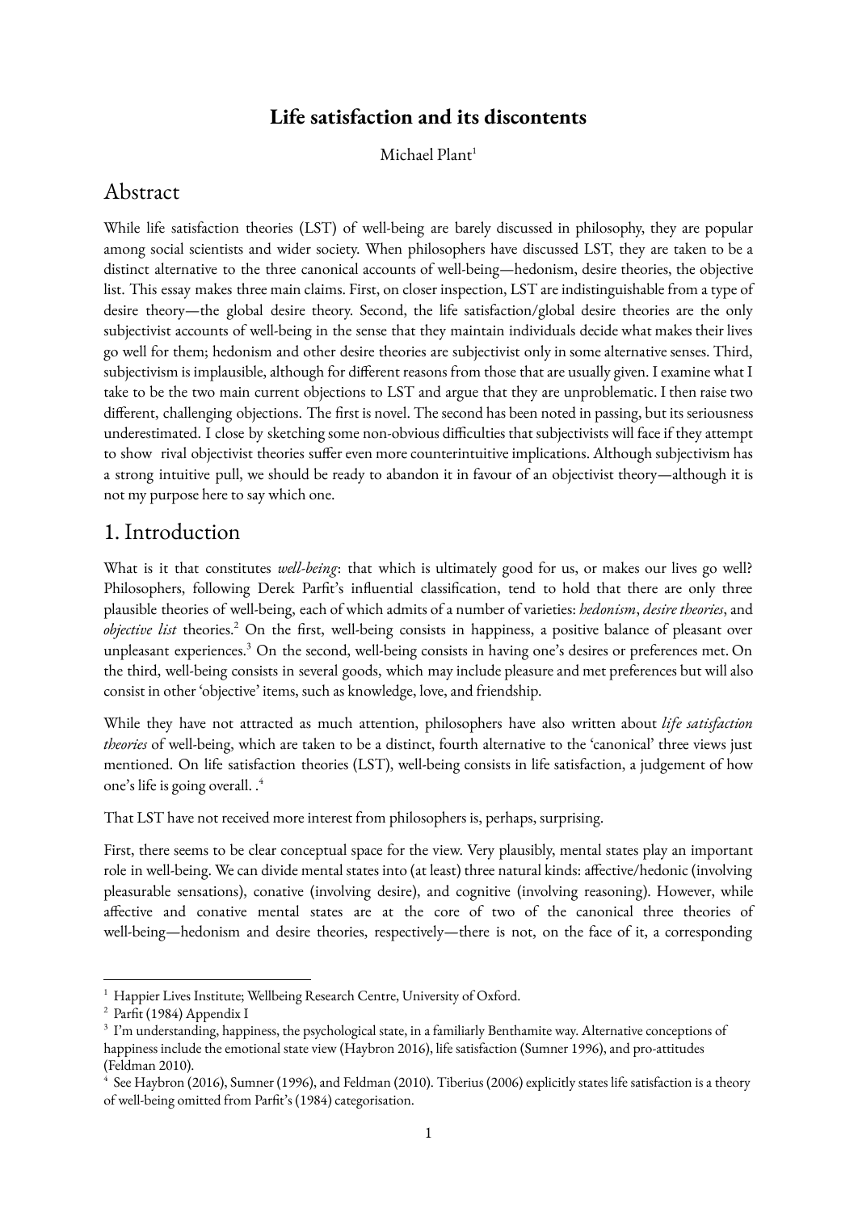# Life satisfaction and its discontents

Michael Plant[1]

## Abstract

While life satisfaction theories (LST) of well-being are barely discussed in philosophy, they are popular among social scientists and wider society. When philosophers have discussed LST, they are taken to be a distinct alternative to the three canonical accounts of well-being—hedonism, desire theories, the objective list. This essay makes three main claims. First, on closer inspection, LST are indistinguishable from a type of desire theory—the global desire theory. Second, the life satisfaction/global desire theories are the only subjectivist accounts of well-being in the sense that they maintain individuals decide what makes their lives go well for them; hedonism and other desire theories are subjectivist only in some alternative senses. Third, subjectivism is implausible, although for different reasons from those that are usually given. I examine what I take to be the two main current objections to LST and argue that they are unproblematic. I then raise two different, challenging objections. The first is novel. The second has been noted in passing, but its seriousness underestimated. I close by sketching some non-obvious difficulties that subjectivists will face if they attempt to show rival objectivist theories suffer even more counterintuitive implications. Although subjectivism has a strong intuitive pull, we should be ready to abandon it in favour of an objectivist theory—although it is not my purpose here to say which one.

## 1. Introduction

What is it that constitutes *well-being*: that which is ultimately good for us, or makes our lives go well? Philosophers, following Derek Parfit's influential classification, tend to hold that there are only three plausible theories of well-being, each of which admits of a number of varieties: *hedonism*, *desire theories*, and *objective list* theories.[2] On the first, well-being consists in happiness, a positive balance of pleasant over unpleasant experiences.[3] On the second, well-being consists in having one's desires or preferences met. On the third, well-being consists in several goods, which may include pleasure and met preferences but will also consist in other 'objective' items, such as knowledge, love, and friendship.

While they have not attracted as much attention, philosophers have also written about *life satisfaction theories* of well-being, which are taken to be a distinct, fourth alternative to the 'canonical' three views just mentioned. On life satisfaction theories (LST), well-being consists in life satisfaction, a judgement of how one's life is going overall. .[4]

That LST have not received more interest from philosophers is, perhaps, surprising.

First, there seems to be clear conceptual space for the view. Very plausibly, mental states play an important role in well-being. We can divide mental states into (at least) three natural kinds: affective/hedonic (involving pleasurable sensations), conative (involving desire), and cognitive (involving reasoning). However, while affective and conative mental states are at the core of two of the canonical three theories of well-being—hedonism and desire theories, respectively—there is not, on the face of it, a corresponding

---

[1] Happier Lives Institute; Wellbeing Research Centre, University of Oxford.

[2] Parfit (1984) Appendix I

[3] I'm understanding, happiness, the psychological state, in a familiarly Benthamite way. Alternative conceptions of happiness include the emotional state view (Haybron 2016), life satisfaction (Sumner 1996), and pro-attitudes (Feldman 2010).

[4] See Haybron (2016), Sumner (1996), and Feldman (2010). Tiberius (2006) explicitly states life satisfaction is a theory of well-being omitted from Parfit's (1984) categorisation.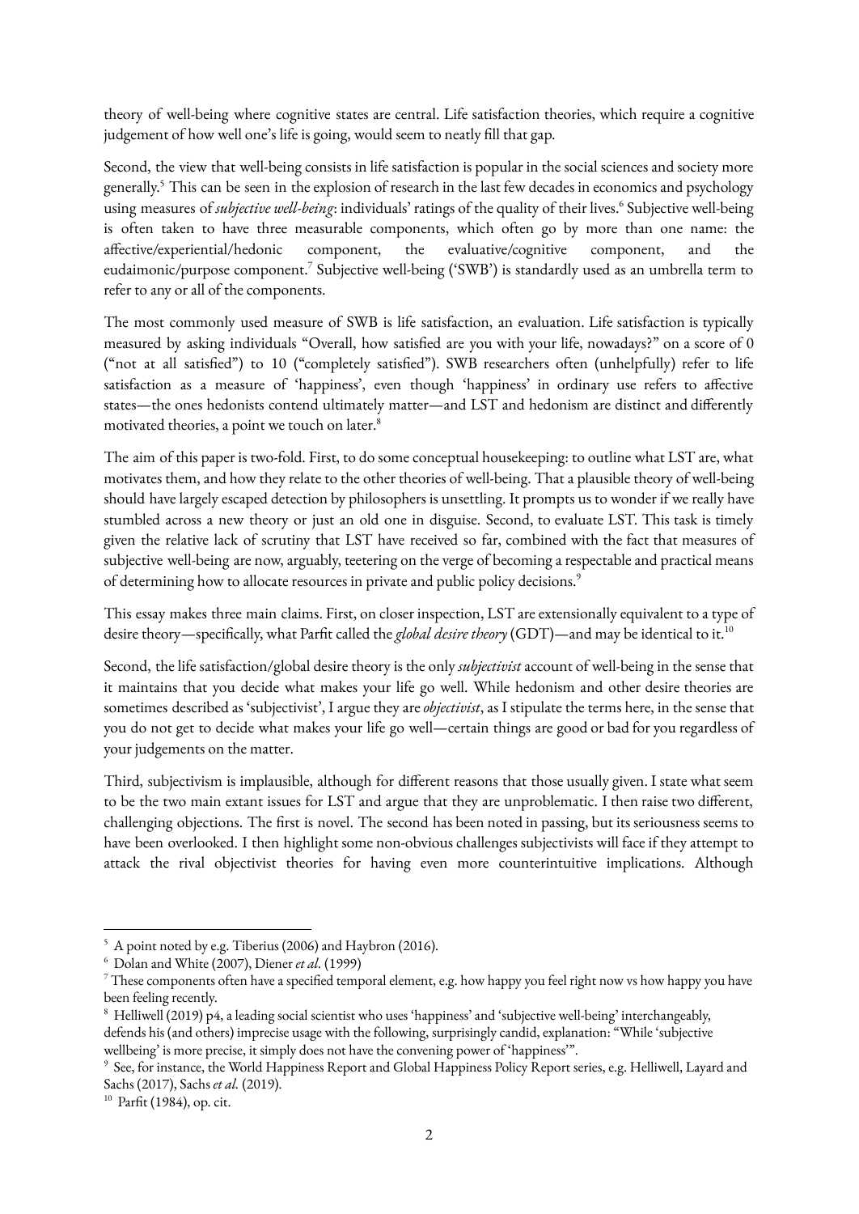theory of well-being where cognitive states are central. Life satisfaction theories, which require a cognitive judgement of how well one's life is going, would seem to neatly fill that gap.

Second, the view that well-being consists in life satisfaction is popular in the social sciences and society more generally.[5] This can be seen in the explosion of research in the last few decades in economics and psychology using measures of *subjective well-being*: individuals' ratings of the quality of their lives.[6] Subjective well-being is often taken to have three measurable components, which often go by more than one name: the affective/experiential/hedonic component, the evaluative/cognitive component, and the eudaimonic/purpose component.[7] Subjective well-being ('SWB') is standardly used as an umbrella term to refer to any or all of the components.

The most commonly used measure of SWB is life satisfaction, an evaluation. Life satisfaction is typically measured by asking individuals "Overall, how satisfied are you with your life, nowadays?" on a score of 0 ("not at all satisfied") to 10 ("completely satisfied"). SWB researchers often (unhelpfully) refer to life satisfaction as a measure of 'happiness', even though 'happiness' in ordinary use refers to affective states—the ones hedonists contend ultimately matter—and LST and hedonism are distinct and differently motivated theories, a point we touch on later.[8]

The aim of this paper is two-fold. First, to do some conceptual housekeeping: to outline what LST are, what motivates them, and how they relate to the other theories of well-being. That a plausible theory of well-being should have largely escaped detection by philosophers is unsettling. It prompts us to wonder if we really have stumbled across a new theory or just an old one in disguise. Second, to evaluate LST. This task is timely given the relative lack of scrutiny that LST have received so far, combined with the fact that measures of subjective well-being are now, arguably, teetering on the verge of becoming a respectable and practical means of determining how to allocate resources in private and public policy decisions.[9]

This essay makes three main claims. First, on closer inspection, LST are extensionally equivalent to a type of desire theory—specifically, what Parfit called the *global desire theory* (GDT)—and may be identical to it.[10]

Second, the life satisfaction/global desire theory is the only *subjectivist* account of well-being in the sense that it maintains that you decide what makes your life go well. While hedonism and other desire theories are sometimes described as 'subjectivist', I argue they are *objectivist*, as I stipulate the terms here, in the sense that you do not get to decide what makes your life go well—certain things are good or bad for you regardless of your judgements on the matter.

Third, subjectivism is implausible, although for different reasons that those usually given. I state what seem to be the two main extant issues for LST and argue that they are unproblematic. I then raise two different, challenging objections. The first is novel. The second has been noted in passing, but its seriousness seems to have been overlooked. I then highlight some non-obvious challenges subjectivists will face if they attempt to attack the rival objectivist theories for having even more counterintuitive implications. Although

---

[5] A point noted by e.g. Tiberius (2006) and Haybron (2016).

[6] Dolan and White (2007), Diener *et al*. (1999)

[7] These components often have a specified temporal element, e.g. how happy you feel right now vs how happy you have been feeling recently.

[8] Helliwell (2019) p4, a leading social scientist who uses 'happiness' and 'subjective well-being' interchangeably, defends his (and others) imprecise usage with the following, surprisingly candid, explanation: "While 'subjective wellbeing' is more precise, it simply does not have the convening power of 'happiness'".

[9] See, for instance, the World Happiness Report and Global Happiness Policy Report series, e.g. Helliwell, Layard and Sachs (2017), Sachs *et al*. (2019).

[10] Parfit (1984), op. cit.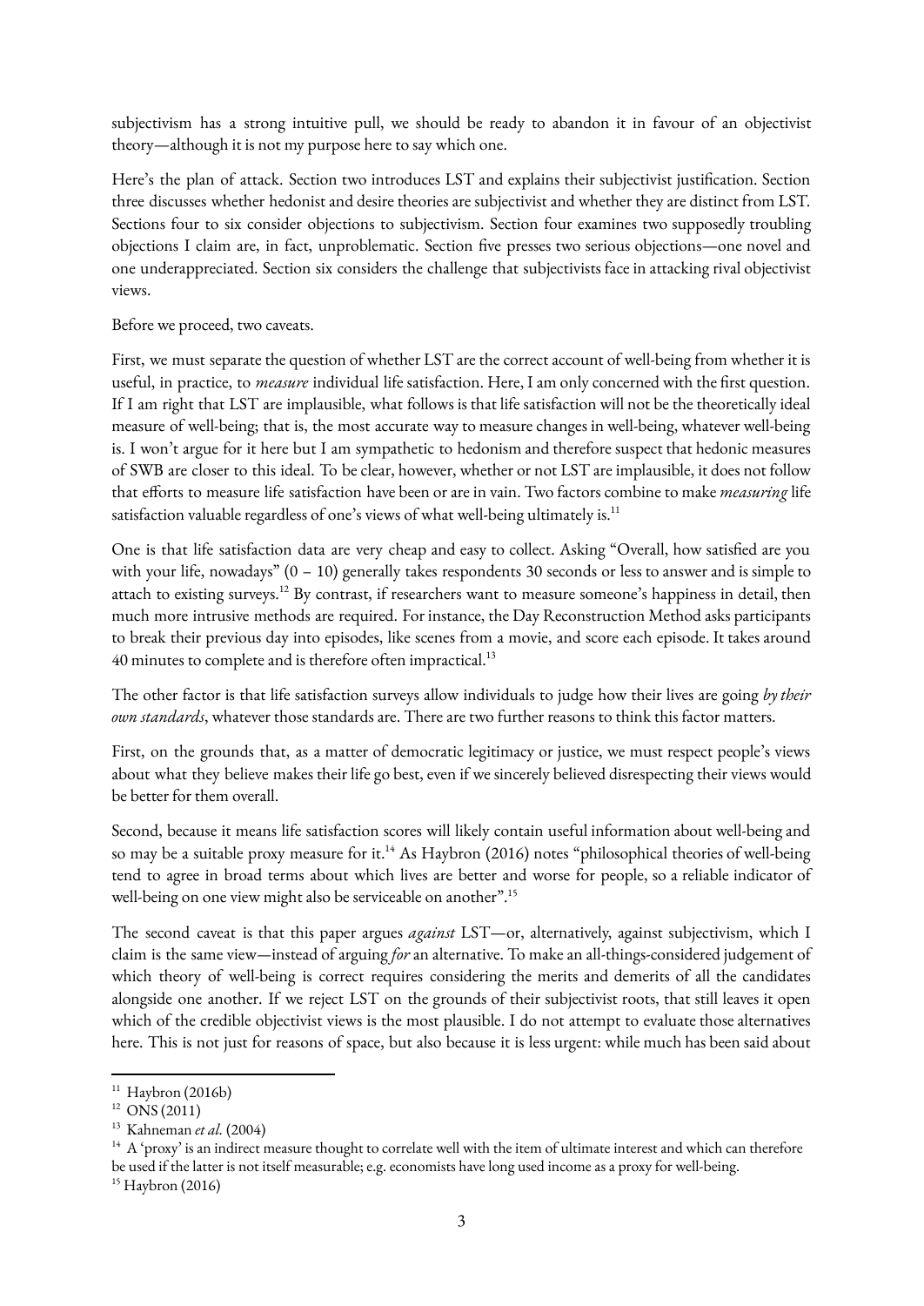subjectivism has a strong intuitive pull, we should be ready to abandon it in favour of an objectivist theory—although it is not my purpose here to say which one.

Here's the plan of attack. Section two introduces LST and explains their subjectivist justification. Section three discusses whether hedonist and desire theories are subjectivist and whether they are distinct from LST. Sections four to six consider objections to subjectivism. Section four examines two supposedly troubling objections I claim are, in fact, unproblematic. Section five presses two serious objections—one novel and one underappreciated. Section six considers the challenge that subjectivists face in attacking rival objectivist views.

Before we proceed, two caveats.

First, we must separate the question of whether LST are the correct account of well-being from whether it is useful, in practice, to *measure* individual life satisfaction. Here, I am only concerned with the first question. If I am right that LST are implausible, what follows is that life satisfaction will not be the theoretically ideal measure of well-being; that is, the most accurate way to measure changes in well-being, whatever well-being is. I won't argue for it here but I am sympathetic to hedonism and therefore suspect that hedonic measures of SWB are closer to this ideal. To be clear, however, whether or not LST are implausible, it does not follow that efforts to measure life satisfaction have been or are in vain. Two factors combine to make *measuring* life satisfaction valuable regardless of one's views of what well-being ultimately is.[11]

One is that life satisfaction data are very cheap and easy to collect. Asking "Overall, how satisfied are you with your life, nowadays" (0 – 10) generally takes respondents 30 seconds or less to answer and is simple to attach to existing surveys.[12] By contrast, if researchers want to measure someone's happiness in detail, then much more intrusive methods are required. For instance, the Day Reconstruction Method asks participants to break their previous day into episodes, like scenes from a movie, and score each episode. It takes around 40 minutes to complete and is therefore often impractical.[13]

The other factor is that life satisfaction surveys allow individuals to judge how their lives are going *by their own standards*, whatever those standards are. There are two further reasons to think this factor matters.

First, on the grounds that, as a matter of democratic legitimacy or justice, we must respect people's views about what they believe makes their life go best, even if we sincerely believed disrespecting their views would be better for them overall.

Second, because it means life satisfaction scores will likely contain useful information about well-being and so may be a suitable proxy measure for it.[14] As Haybron (2016) notes "philosophical theories of well-being tend to agree in broad terms about which lives are better and worse for people, so a reliable indicator of well-being on one view might also be serviceable on another".[15]

The second caveat is that this paper argues *against* LST—or, alternatively, against subjectivism, which I claim is the same view—instead of arguing *for* an alternative. To make an all-things-considered judgement of which theory of well-being is correct requires considering the merits and demerits of all the candidates alongside one another. If we reject LST on the grounds of their subjectivist roots, that still leaves it open which of the credible objectivist views is the most plausible. I do not attempt to evaluate those alternatives here. This is not just for reasons of space, but also because it is less urgent: while much has been said about

---

[11] Haybron (2016b)

[12] ONS (2011)

[13] Kahneman *et al.* (2004)

[14] A 'proxy' is an indirect measure thought to correlate well with the item of ultimate interest and which can therefore be used if the latter is not itself measurable; e.g. economists have long used income as a proxy for well-being.

[15] Haybron (2016)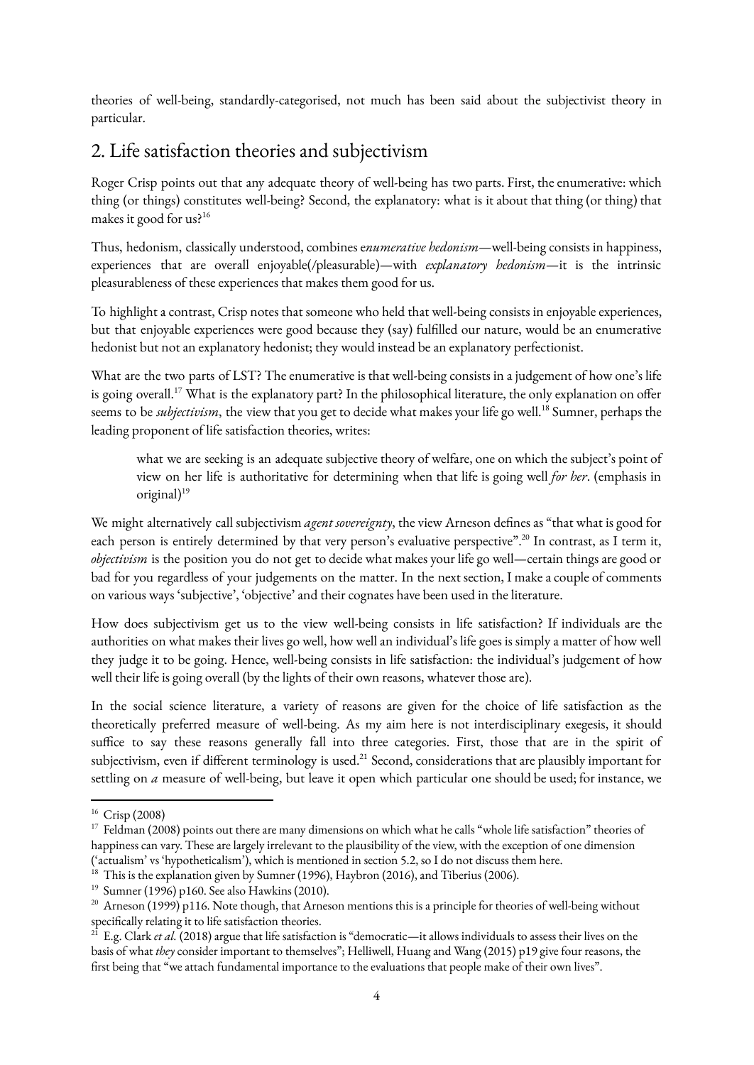theories of well-being, standardly-categorised, not much has been said about the subjectivist theory in particular.

## 2. Life satisfaction theories and subjectivism

Roger Crisp points out that any adequate theory of well-being has two parts. First, the enumerative: which thing (or things) constitutes well-being? Second, the explanatory: what is it about that thing (or thing) that makes it good for us?[16]

Thus, hedonism, classically understood, combines e*numerative hedonism*—well-being consists in happiness, experiences that are overall enjoyable(/pleasurable)—with *explanatory hedonism*—it is the intrinsic pleasurableness of these experiences that makes them good for us.

To highlight a contrast, Crisp notes that someone who held that well-being consists in enjoyable experiences, but that enjoyable experiences were good because they (say) fulfilled our nature, would be an enumerative hedonist but not an explanatory hedonist; they would instead be an explanatory perfectionist.

What are the two parts of LST? The enumerative is that well-being consists in a judgement of how one's life is going overall.[17] What is the explanatory part? In the philosophical literature, the only explanation on offer seems to be *subjectivism*, the view that you get to decide what makes your life go well.[18] Sumner, perhaps the leading proponent of life satisfaction theories, writes:

> what we are seeking is an adequate subjective theory of welfare, one on which the subject's point of view on her life is authoritative for determining when that life is going well *for her*. (emphasis in original)[19]

We might alternatively call subjectivism *agent sovereignty*, the view Arneson defines as "that what is good for each person is entirely determined by that very person's evaluative perspective".[20] In contrast, as I term it, *objectivism* is the position you do not get to decide what makes your life go well—certain things are good or bad for you regardless of your judgements on the matter. In the next section, I make a couple of comments on various ways 'subjective', 'objective' and their cognates have been used in the literature.

How does subjectivism get us to the view well-being consists in life satisfaction? If individuals are the authorities on what makes their lives go well, how well an individual's life goes is simply a matter of how well they judge it to be going. Hence, well-being consists in life satisfaction: the individual's judgement of how well their life is going overall (by the lights of their own reasons, whatever those are).

In the social science literature, a variety of reasons are given for the choice of life satisfaction as the theoretically preferred measure of well-being. As my aim here is not interdisciplinary exegesis, it should suffice to say these reasons generally fall into three categories. First, those that are in the spirit of subjectivism, even if different terminology is used.[21] Second, considerations that are plausibly important for settling on *a* measure of well-being, but leave it open which particular one should be used; for instance, we

---

[16] Crisp (2008)

[17] Feldman (2008) points out there are many dimensions on which what he calls "whole life satisfaction" theories of happiness can vary. These are largely irrelevant to the plausibility of the view, with the exception of one dimension ('actualism' vs 'hypotheticalism'), which is mentioned in section 5.2, so I do not discuss them here.

[18] This is the explanation given by Sumner (1996), Haybron (2016), and Tiberius (2006).

[19] Sumner (1996) p160. See also Hawkins (2010).

[20] Arneson (1999) p116. Note though, that Arneson mentions this is a principle for theories of well-being without specifically relating it to life satisfaction theories.

[21] E.g. Clark *et al.* (2018) argue that life satisfaction is "democratic—it allows individuals to assess their lives on the basis of what *they* consider important to themselves"; Helliwell, Huang and Wang (2015) p19 give four reasons, the first being that "we attach fundamental importance to the evaluations that people make of their own lives".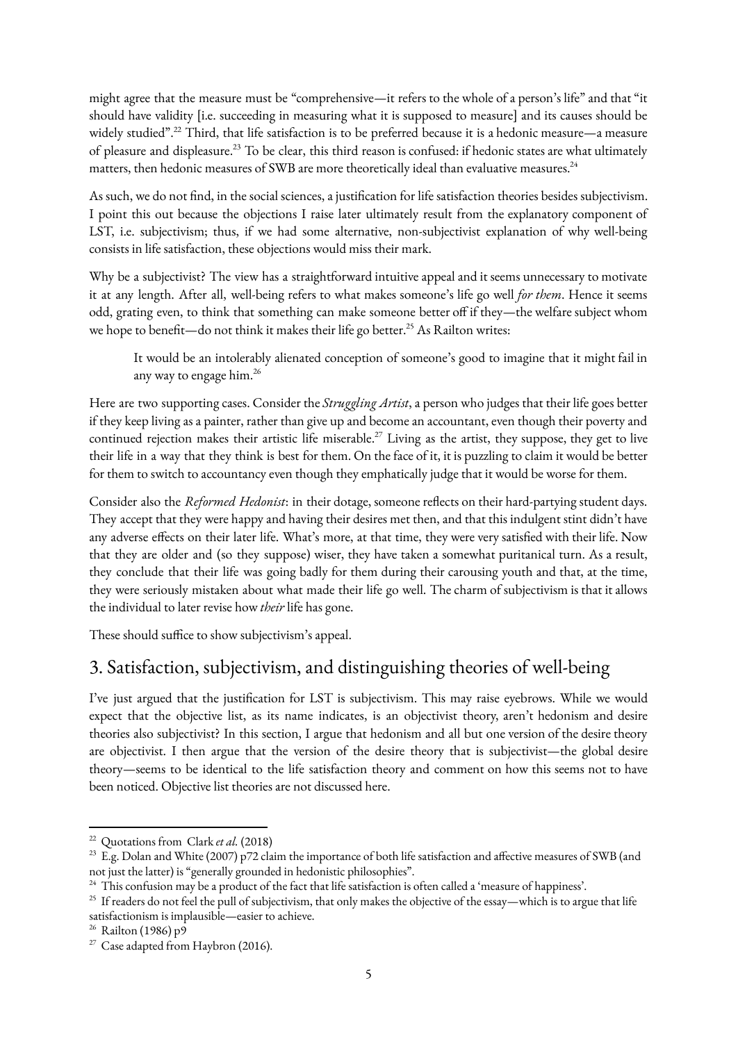might agree that the measure must be "comprehensive—it refers to the whole of a person's life" and that "it should have validity [i.e. succeeding in measuring what it is supposed to measure] and its causes should be widely studied".[22] Third, that life satisfaction is to be preferred because it is a hedonic measure—a measure of pleasure and displeasure.[23] To be clear, this third reason is confused: if hedonic states are what ultimately matters, then hedonic measures of SWB are more theoretically ideal than evaluative measures.[24]

As such, we do not find, in the social sciences, a justification for life satisfaction theories besides subjectivism. I point this out because the objections I raise later ultimately result from the explanatory component of LST, i.e. subjectivism; thus, if we had some alternative, non-subjectivist explanation of why well-being consists in life satisfaction, these objections would miss their mark.

Why be a subjectivist? The view has a straightforward intuitive appeal and it seems unnecessary to motivate it at any length. After all, well-being refers to what makes someone's life go well *for them*. Hence it seems odd, grating even, to think that something can make someone better off if they—the welfare subject whom we hope to benefit—do not think it makes their life go better.[25] As Railton writes:

> It would be an intolerably alienated conception of someone's good to imagine that it might fail in any way to engage him.[26]

Here are two supporting cases. Consider the *Struggling Artist*, a person who judges that their life goes better if they keep living as a painter, rather than give up and become an accountant, even though their poverty and continued rejection makes their artistic life miserable.[27] Living as the artist, they suppose, they get to live their life in a way that they think is best for them. On the face of it, it is puzzling to claim it would be better for them to switch to accountancy even though they emphatically judge that it would be worse for them.

Consider also the *Reformed Hedonist*: in their dotage, someone reflects on their hard-partying student days. They accept that they were happy and having their desires met then, and that this indulgent stint didn't have any adverse effects on their later life. What's more, at that time, they were very satisfied with their life. Now that they are older and (so they suppose) wiser, they have taken a somewhat puritanical turn. As a result, they conclude that their life was going badly for them during their carousing youth and that, at the time, they were seriously mistaken about what made their life go well. The charm of subjectivism is that it allows the individual to later revise how *their* life has gone.

These should suffice to show subjectivism's appeal.

## 3. Satisfaction, subjectivism, and distinguishing theories of well-being

I've just argued that the justification for LST is subjectivism. This may raise eyebrows. While we would expect that the objective list, as its name indicates, is an objectivist theory, aren't hedonism and desire theories also subjectivist? In this section, I argue that hedonism and all but one version of the desire theory are objectivist. I then argue that the version of the desire theory that is subjectivist—the global desire theory—seems to be identical to the life satisfaction theory and comment on how this seems not to have been noticed. Objective list theories are not discussed here.

---

[22] Quotations from Clark *et al.* (2018)

[23] E.g. Dolan and White (2007) p72 claim the importance of both life satisfaction and affective measures of SWB (and not just the latter) is "generally grounded in hedonistic philosophies".

[24] This confusion may be a product of the fact that life satisfaction is often called a 'measure of happiness'.

[25] If readers do not feel the pull of subjectivism, that only makes the objective of the essay—which is to argue that life satisfactionism is implausible—easier to achieve.

[26] Railton (1986) p9

[27] Case adapted from Haybron (2016).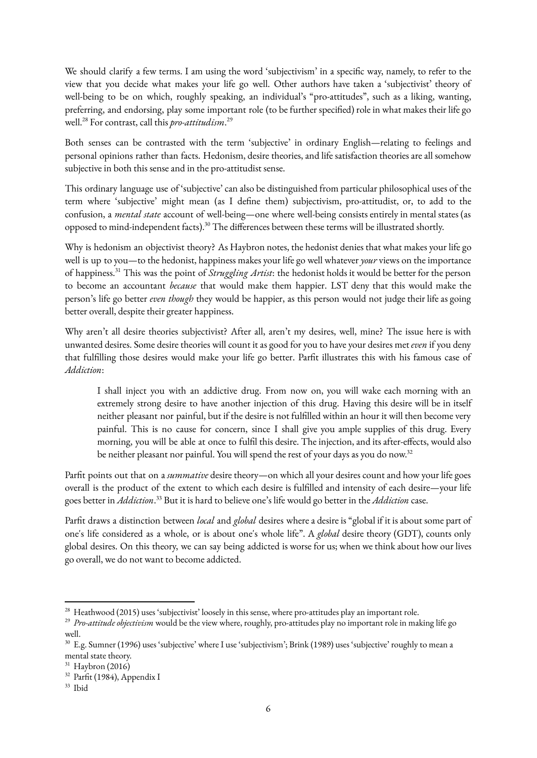We should clarify a few terms. I am using the word 'subjectivism' in a specific way, namely, to refer to the view that you decide what makes your life go well. Other authors have taken a 'subjectivist' theory of well-being to be on which, roughly speaking, an individual's "pro-attitudes", such as a liking, wanting, preferring, and endorsing, play some important role (to be further specified) role in what makes their life go well.[28] For contrast, call this *pro-attitudism*.[29]

Both senses can be contrasted with the term 'subjective' in ordinary English—relating to feelings and personal opinions rather than facts. Hedonism, desire theories, and life satisfaction theories are all somehow subjective in both this sense and in the pro-attitudist sense.

This ordinary language use of 'subjective' can also be distinguished from particular philosophical uses of the term where 'subjective' might mean (as I define them) subjectivism, pro-attitudist, or, to add to the confusion, a *mental state* account of well-being—one where well-being consists entirely in mental states (as opposed to mind-independent facts).[30] The differences between these terms will be illustrated shortly.

Why is hedonism an objectivist theory? As Haybron notes, the hedonist denies that what makes your life go well is up to you—to the hedonist, happiness makes your life go well whatever *your* views on the importance of happiness.[31] This was the point of *Struggling Artist*: the hedonist holds it would be better for the person to become an accountant *because* that would make them happier. LST deny that this would make the person's life go better *even though* they would be happier, as this person would not judge their life as going better overall, despite their greater happiness.

Why aren't all desire theories subjectivist? After all, aren't my desires, well, mine? The issue here is with unwanted desires. Some desire theories will count it as good for you to have your desires met *even* if you deny that fulfilling those desires would make your life go better. Parfit illustrates this with his famous case of *Addiction*:

> I shall inject you with an addictive drug. From now on, you will wake each morning with an extremely strong desire to have another injection of this drug. Having this desire will be in itself neither pleasant nor painful, but if the desire is not fulfilled within an hour it will then become very painful. This is no cause for concern, since I shall give you ample supplies of this drug. Every morning, you will be able at once to fulfil this desire. The injection, and its after-effects, would also be neither pleasant nor painful. You will spend the rest of your days as you do now.[32]

Parfit points out that on a *summative* desire theory—on which all your desires count and how your life goes overall is the product of the extent to which each desire is fulfilled and intensity of each desire—your life goes better in *Addiction*.[33] But it is hard to believe one's life would go better in the *Addiction* case.

Parfit draws a distinction between *local* and *global* desires where a desire is "global if it is about some part of one's life considered as a whole, or is about one's whole life". A *global* desire theory (GDT), counts only global desires. On this theory, we can say being addicted is worse for us; when we think about how our lives go overall, we do not want to become addicted.

---

[28] Heathwood (2015) uses 'subjectivist' loosely in this sense, where pro-attitudes play an important role.

[29] *Pro-attitude objectivism* would be the view where, roughly, pro-attitudes play no important role in making life go well.

[30] E.g. Sumner (1996) uses 'subjective' where I use 'subjectivism'; Brink (1989) uses 'subjective' roughly to mean a mental state theory.

[31] Haybron (2016)

[32] Parfit (1984), Appendix I

[33] Ibid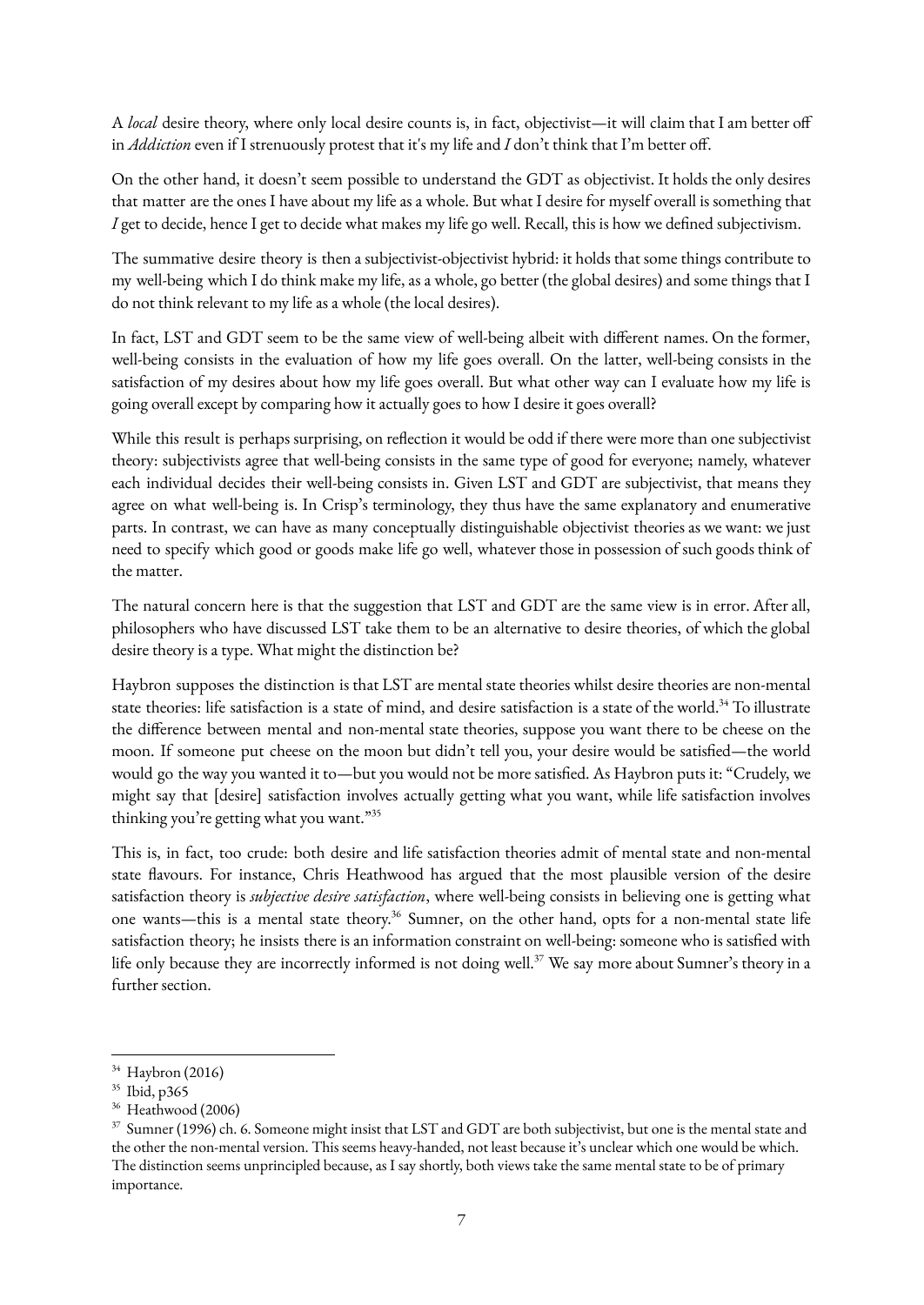A *local* desire theory, where only local desire counts is, in fact, objectivist—it will claim that I am better off in *Addiction* even if I strenuously protest that it's my life and *I* don't think that I'm better off.

On the other hand, it doesn't seem possible to understand the GDT as objectivist. It holds the only desires that matter are the ones I have about my life as a whole. But what I desire for myself overall is something that *I* get to decide, hence I get to decide what makes my life go well. Recall, this is how we defined subjectivism.

The summative desire theory is then a subjectivist-objectivist hybrid: it holds that some things contribute to my well-being which I do think make my life, as a whole, go better (the global desires) and some things that I do not think relevant to my life as a whole (the local desires).

In fact, LST and GDT seem to be the same view of well-being albeit with different names. On the former, well-being consists in the evaluation of how my life goes overall. On the latter, well-being consists in the satisfaction of my desires about how my life goes overall. But what other way can I evaluate how my life is going overall except by comparing how it actually goes to how I desire it goes overall?

While this result is perhaps surprising, on reflection it would be odd if there were more than one subjectivist theory: subjectivists agree that well-being consists in the same type of good for everyone; namely, whatever each individual decides their well-being consists in. Given LST and GDT are subjectivist, that means they agree on what well-being is. In Crisp's terminology, they thus have the same explanatory and enumerative parts. In contrast, we can have as many conceptually distinguishable objectivist theories as we want: we just need to specify which good or goods make life go well, whatever those in possession of such goods think of the matter.

The natural concern here is that the suggestion that LST and GDT are the same view is in error. After all, philosophers who have discussed LST take them to be an alternative to desire theories, of which the global desire theory is a type. What might the distinction be?

Haybron supposes the distinction is that LST are mental state theories whilst desire theories are non-mental state theories: life satisfaction is a state of mind, and desire satisfaction is a state of the world.[34] To illustrate the difference between mental and non-mental state theories, suppose you want there to be cheese on the moon. If someone put cheese on the moon but didn't tell you, your desire would be satisfied—the world would go the way you wanted it to—but you would not be more satisfied. As Haybron puts it: "Crudely, we might say that [desire] satisfaction involves actually getting what you want, while life satisfaction involves thinking you're getting what you want."[35]

This is, in fact, too crude: both desire and life satisfaction theories admit of mental state and non-mental state flavours. For instance, Chris Heathwood has argued that the most plausible version of the desire satisfaction theory is *subjective desire satisfaction*, where well-being consists in believing one is getting what one wants—this is a mental state theory.[36] Sumner, on the other hand, opts for a non-mental state life satisfaction theory; he insists there is an information constraint on well-being: someone who is satisfied with life only because they are incorrectly informed is not doing well.[37] We say more about Sumner's theory in a further section.

---

[34] Haybron (2016)

[35] Ibid, p365

[36] Heathwood (2006)

[37] Sumner (1996) ch. 6. Someone might insist that LST and GDT are both subjectivist, but one is the mental state and the other the non-mental version. This seems heavy-handed, not least because it's unclear which one would be which. The distinction seems unprincipled because, as I say shortly, both views take the same mental state to be of primary importance.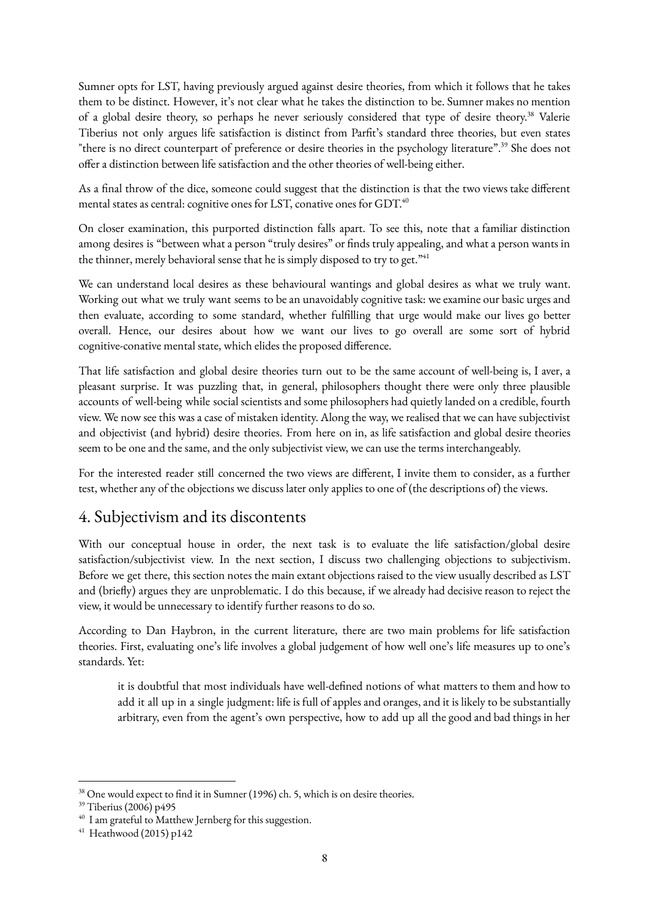Sumner opts for LST, having previously argued against desire theories, from which it follows that he takes them to be distinct. However, it's not clear what he takes the distinction to be. Sumner makes no mention of a global desire theory, so perhaps he never seriously considered that type of desire theory.[38] Valerie Tiberius not only argues life satisfaction is distinct from Parfit's standard three theories, but even states "there is no direct counterpart of preference or desire theories in the psychology literature".[39] She does not offer a distinction between life satisfaction and the other theories of well-being either.

As a final throw of the dice, someone could suggest that the distinction is that the two views take different mental states as central: cognitive ones for LST, conative ones for GDT.[40]

On closer examination, this purported distinction falls apart. To see this, note that a familiar distinction among desires is "between what a person "truly desires" or finds truly appealing, and what a person wants in the thinner, merely behavioral sense that he is simply disposed to try to get."[41]

We can understand local desires as these behavioural wantings and global desires as what we truly want. Working out what we truly want seems to be an unavoidably cognitive task: we examine our basic urges and then evaluate, according to some standard, whether fulfilling that urge would make our lives go better overall. Hence, our desires about how we want our lives to go overall are some sort of hybrid cognitive-conative mental state, which elides the proposed difference.

That life satisfaction and global desire theories turn out to be the same account of well-being is, I aver, a pleasant surprise. It was puzzling that, in general, philosophers thought there were only three plausible accounts of well-being while social scientists and some philosophers had quietly landed on a credible, fourth view. We now see this was a case of mistaken identity. Along the way, we realised that we can have subjectivist and objectivist (and hybrid) desire theories. From here on in, as life satisfaction and global desire theories seem to be one and the same, and the only subjectivist view, we can use the terms interchangeably.

For the interested reader still concerned the two views are different, I invite them to consider, as a further test, whether any of the objections we discuss later only applies to one of (the descriptions of) the views.

## 4. Subjectivism and its discontents

With our conceptual house in order, the next task is to evaluate the life satisfaction/global desire satisfaction/subjectivist view. In the next section, I discuss two challenging objections to subjectivism. Before we get there, this section notes the main extant objections raised to the view usually described as LST and (briefly) argues they are unproblematic. I do this because, if we already had decisive reason to reject the view, it would be unnecessary to identify further reasons to do so.

According to Dan Haybron, in the current literature, there are two main problems for life satisfaction theories. First, evaluating one's life involves a global judgement of how well one's life measures up to one's standards. Yet:

> it is doubtful that most individuals have well-defined notions of what matters to them and how to add it all up in a single judgment: life is full of apples and oranges, and it is likely to be substantially arbitrary, even from the agent's own perspective, how to add up all the good and bad things in her

---

[38] One would expect to find it in Sumner (1996) ch. 5, which is on desire theories.

[39] Tiberius (2006) p495

[40] I am grateful to Matthew Jernberg for this suggestion.

[41] Heathwood (2015) p142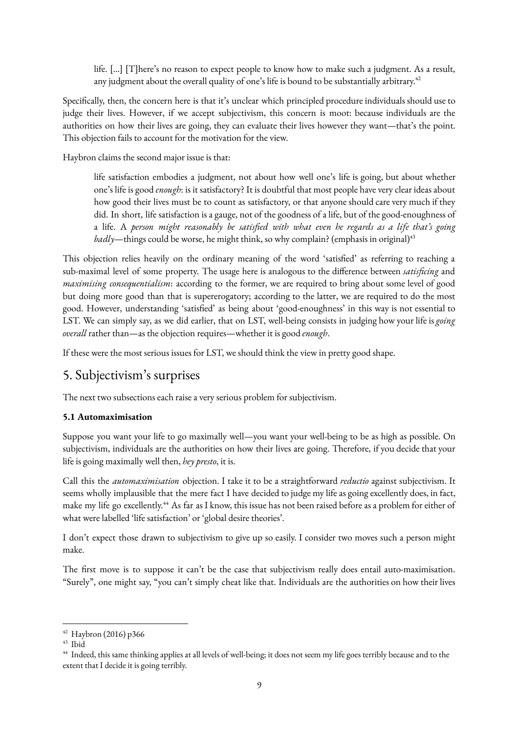> life. [...] [T]here's no reason to expect people to know how to make such a judgment. As a result, any judgment about the overall quality of one's life is bound to be substantially arbitrary.[42]

Specifically, then, the concern here is that it's unclear which principled procedure individuals should use to judge their lives. However, if we accept subjectivism, this concern is moot: because individuals are the authorities on how their lives are going, they can evaluate their lives however they want—that's the point. This objection fails to account for the motivation for the view.

Haybron claims the second major issue is that:

> life satisfaction embodies a judgment, not about how well one's life is going, but about whether one's life is good *enough*: is it satisfactory? It is doubtful that most people have very clear ideas about how good their lives must be to count as satisfactory, or that anyone should care very much if they did. In short, life satisfaction is a gauge, not of the goodness of a life, but of the good-enoughness of a life. A *person might reasonably be satisfied with what even he regards as a life that's going badly*—things could be worse, he might think, so why complain? (emphasis in original)[43]

This objection relies heavily on the ordinary meaning of the word 'satisfied' as referring to reaching a sub-maximal level of some property. The usage here is analogous to the difference between *satisficing* and *maximising consequentialism*: according to the former, we are required to bring about some level of good but doing more good than that is supererogatory; according to the latter, we are required to do the most good. However, understanding 'satisfied' as being about 'good-enoughness' in this way is not essential to LST. We can simply say, as we did earlier, that on LST, well-being consists in judging how your life is *going overall* rather than—as the objection requires—whether it is good *enough*.

If these were the most serious issues for LST, we should think the view in pretty good shape.

## 5. Subjectivism's surprises

The next two subsections each raise a very serious problem for subjectivism.

### 5.1 Automaximisation

Suppose you want your life to go maximally well—you want your well-being to be as high as possible. On subjectivism, individuals are the authorities on how their lives are going. Therefore, if you decide that your life is going maximally well then, *hey presto*, it is.

Call this the *automaximisation* objection. I take it to be a straightforward *reductio* against subjectivism. It seems wholly implausible that the mere fact I have decided to judge my life as going excellently does, in fact, make my life go excellently.[44] As far as I know, this issue has not been raised before as a problem for either of what were labelled 'life satisfaction' or 'global desire theories'.

I don't expect those drawn to subjectivism to give up so easily. I consider two moves such a person might make.

The first move is to suppose it can't be the case that subjectivism really does entail auto-maximisation. "Surely", one might say, "you can't simply cheat like that. Individuals are the authorities on how their lives

---

[42] Haybron (2016) p366

[43] Ibid

[44] Indeed, this same thinking applies at all levels of well-being; it does not seem my life goes terribly because and to the extent that I decide it is going terribly.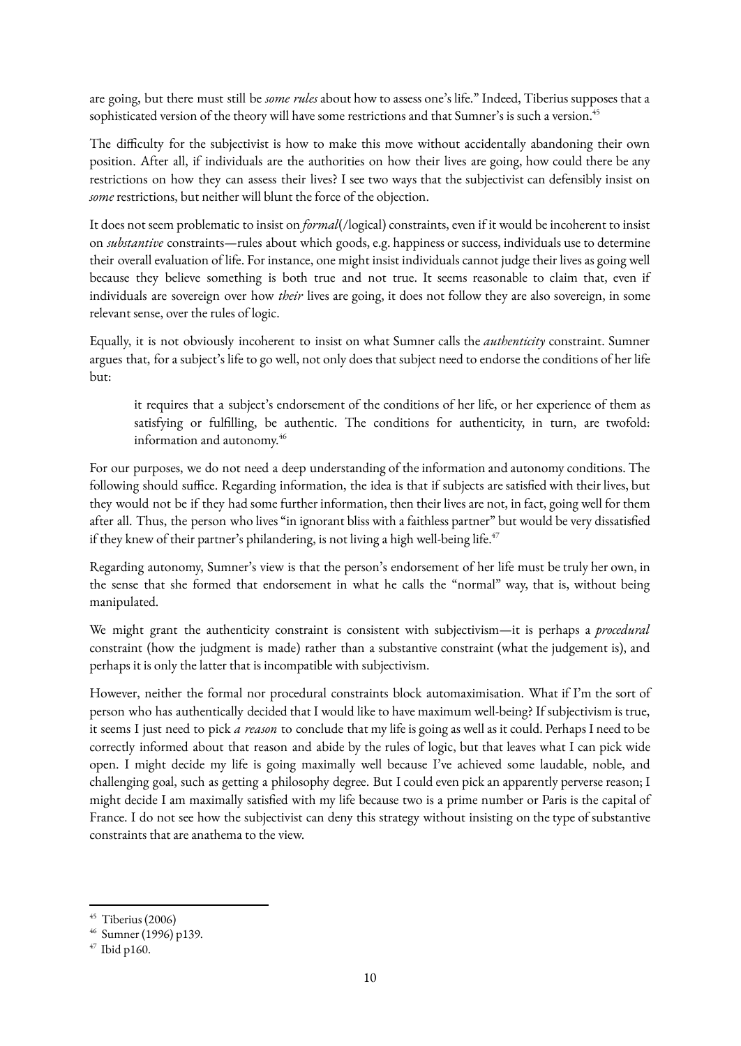are going, but there must still be *some rules* about how to assess one's life." Indeed, Tiberius supposes that a sophisticated version of the theory will have some restrictions and that Sumner's is such a version.[45]

The difficulty for the subjectivist is how to make this move without accidentally abandoning their own position. After all, if individuals are the authorities on how their lives are going, how could there be any restrictions on how they can assess their lives? I see two ways that the subjectivist can defensibly insist on *some* restrictions, but neither will blunt the force of the objection.

It does not seem problematic to insist on *formal*(/logical) constraints, even if it would be incoherent to insist on *substantive* constraints—rules about which goods, e.g. happiness or success, individuals use to determine their overall evaluation of life. For instance, one might insist individuals cannot judge their lives as going well because they believe something is both true and not true. It seems reasonable to claim that, even if individuals are sovereign over how *their* lives are going, it does not follow they are also sovereign, in some relevant sense, over the rules of logic.

Equally, it is not obviously incoherent to insist on what Sumner calls the *authenticity* constraint. Sumner argues that, for a subject's life to go well, not only does that subject need to endorse the conditions of her life but:

> it requires that a subject's endorsement of the conditions of her life, or her experience of them as satisfying or fulfilling, be authentic. The conditions for authenticity, in turn, are twofold: information and autonomy.[46]

For our purposes, we do not need a deep understanding of the information and autonomy conditions. The following should suffice. Regarding information, the idea is that if subjects are satisfied with their lives, but they would not be if they had some further information, then their lives are not, in fact, going well for them after all. Thus, the person who lives "in ignorant bliss with a faithless partner" but would be very dissatisfied if they knew of their partner's philandering, is not living a high well-being life.[47]

Regarding autonomy, Sumner's view is that the person's endorsement of her life must be truly her own, in the sense that she formed that endorsement in what he calls the "normal" way, that is, without being manipulated.

We might grant the authenticity constraint is consistent with subjectivism—it is perhaps a *procedural* constraint (how the judgment is made) rather than a substantive constraint (what the judgement is), and perhaps it is only the latter that is incompatible with subjectivism.

However, neither the formal nor procedural constraints block automaximisation. What if I'm the sort of person who has authentically decided that I would like to have maximum well-being? If subjectivism is true, it seems I just need to pick *a reason* to conclude that my life is going as well as it could. Perhaps I need to be correctly informed about that reason and abide by the rules of logic, but that leaves what I can pick wide open. I might decide my life is going maximally well because I've achieved some laudable, noble, and challenging goal, such as getting a philosophy degree. But I could even pick an apparently perverse reason; I might decide I am maximally satisfied with my life because two is a prime number or Paris is the capital of France. I do not see how the subjectivist can deny this strategy without insisting on the type of substantive constraints that are anathema to the view.

---

[45] Tiberius (2006)

[46] Sumner (1996) p139.

[47] Ibid p160.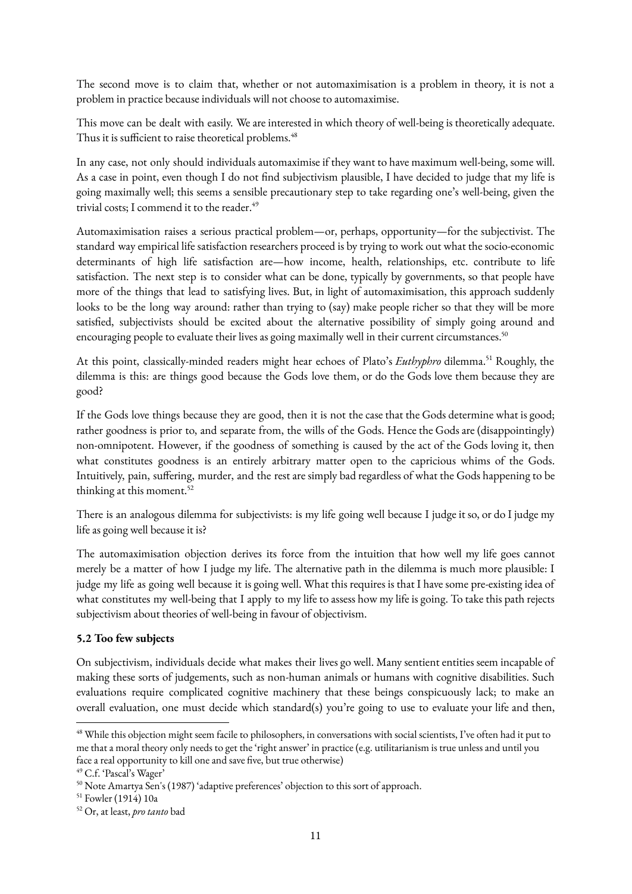The second move is to claim that, whether or not automaximisation is a problem in theory, it is not a problem in practice because individuals will not choose to automaximise.

This move can be dealt with easily. We are interested in which theory of well-being is theoretically adequate. Thus it is sufficient to raise theoretical problems.[48]

In any case, not only should individuals automaximise if they want to have maximum well-being, some will. As a case in point, even though I do not find subjectivism plausible, I have decided to judge that my life is going maximally well; this seems a sensible precautionary step to take regarding one's well-being, given the trivial costs; I commend it to the reader.[49]

Automaximisation raises a serious practical problem—or, perhaps, opportunity—for the subjectivist. The standard way empirical life satisfaction researchers proceed is by trying to work out what the socio-economic determinants of high life satisfaction are—how income, health, relationships, etc. contribute to life satisfaction. The next step is to consider what can be done, typically by governments, so that people have more of the things that lead to satisfying lives. But, in light of automaximisation, this approach suddenly looks to be the long way around: rather than trying to (say) make people richer so that they will be more satisfied, subjectivists should be excited about the alternative possibility of simply going around and encouraging people to evaluate their lives as going maximally well in their current circumstances.[50]

At this point, classically-minded readers might hear echoes of Plato's *Euthyphro* dilemma.[51] Roughly, the dilemma is this: are things good because the Gods love them, or do the Gods love them because they are good?

If the Gods love things because they are good, then it is not the case that the Gods determine what is good; rather goodness is prior to, and separate from, the wills of the Gods. Hence the Gods are (disappointingly) non-omnipotent. However, if the goodness of something is caused by the act of the Gods loving it, then what constitutes goodness is an entirely arbitrary matter open to the capricious whims of the Gods. Intuitively, pain, suffering, murder, and the rest are simply bad regardless of what the Gods happening to be thinking at this moment.[52]

There is an analogous dilemma for subjectivists: is my life going well because I judge it so, or do I judge my life as going well because it is?

The automaximisation objection derives its force from the intuition that how well my life goes cannot merely be a matter of how I judge my life. The alternative path in the dilemma is much more plausible: I judge my life as going well because it is going well. What this requires is that I have some pre-existing idea of what constitutes my well-being that I apply to my life to assess how my life is going. To take this path rejects subjectivism about theories of well-being in favour of objectivism.

### 5.2 Too few subjects

On subjectivism, individuals decide what makes their lives go well. Many sentient entities seem incapable of making these sorts of judgements, such as non-human animals or humans with cognitive disabilities. Such evaluations require complicated cognitive machinery that these beings conspicuously lack; to make an overall evaluation, one must decide which standard(s) you're going to use to evaluate your life and then,

---

[48] While this objection might seem facile to philosophers, in conversations with social scientists, I've often had it put to me that a moral theory only needs to get the 'right answer' in practice (e.g. utilitarianism is true unless and until you face a real opportunity to kill one and save five, but true otherwise)

[49] C.f. 'Pascal's Wager'

[50] Note Amartya Sen's (1987) 'adaptive preferences' objection to this sort of approach.

[51] Fowler (1914) 10a

[52] Or, at least, *pro tanto* bad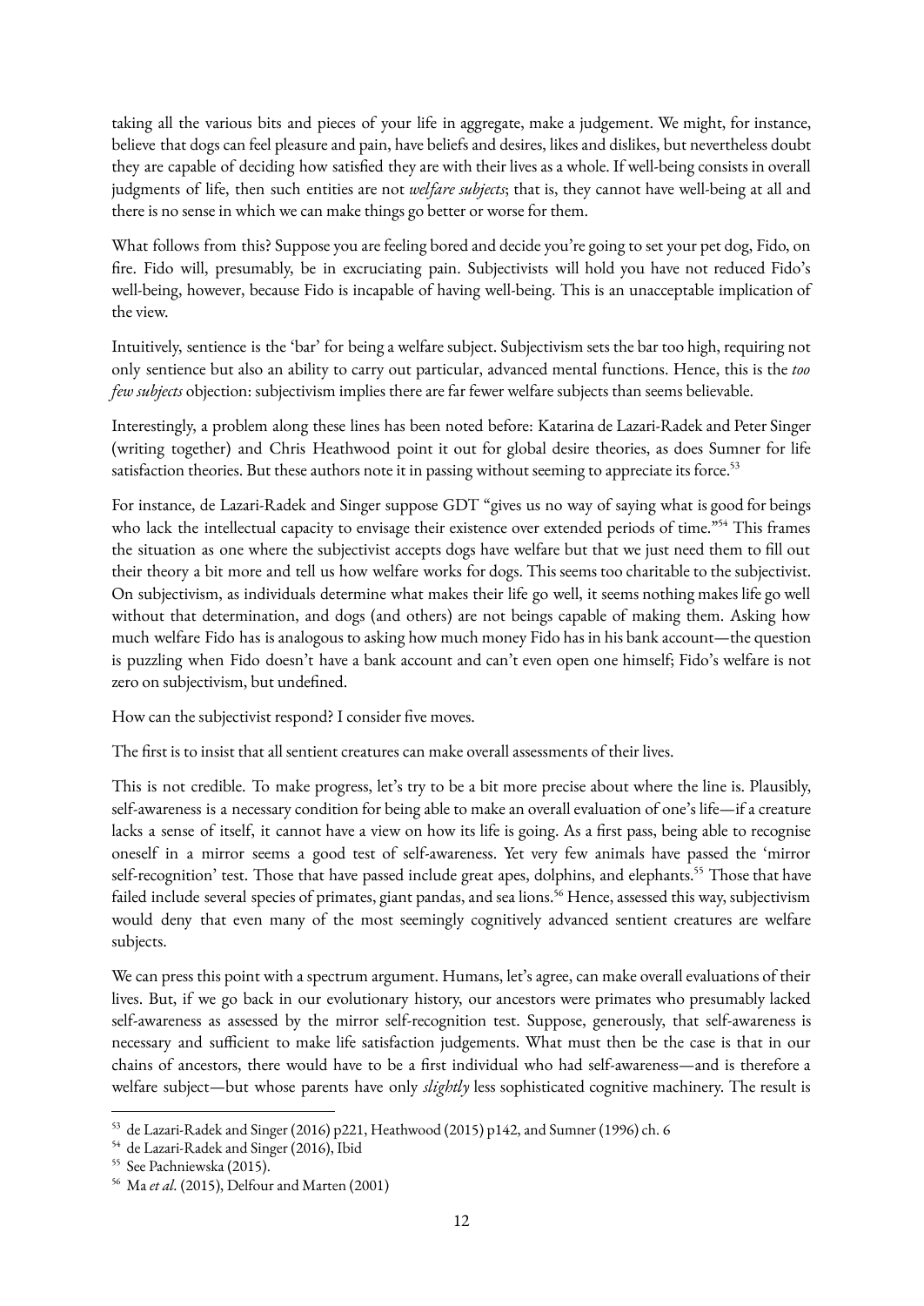taking all the various bits and pieces of your life in aggregate, make a judgement. We might, for instance, believe that dogs can feel pleasure and pain, have beliefs and desires, likes and dislikes, but nevertheless doubt they are capable of deciding how satisfied they are with their lives as a whole. If well-being consists in overall judgments of life, then such entities are not *welfare subjects*; that is, they cannot have well-being at all and there is no sense in which we can make things go better or worse for them.

What follows from this? Suppose you are feeling bored and decide you're going to set your pet dog, Fido, on fire. Fido will, presumably, be in excruciating pain. Subjectivists will hold you have not reduced Fido's well-being, however, because Fido is incapable of having well-being. This is an unacceptable implication of the view.

Intuitively, sentience is the 'bar' for being a welfare subject. Subjectivism sets the bar too high, requiring not only sentience but also an ability to carry out particular, advanced mental functions. Hence, this is the *too few subjects* objection: subjectivism implies there are far fewer welfare subjects than seems believable.

Interestingly, a problem along these lines has been noted before: Katarina de Lazari-Radek and Peter Singer (writing together) and Chris Heathwood point it out for global desire theories, as does Sumner for life satisfaction theories. But these authors note it in passing without seeming to appreciate its force.[53]

For instance, de Lazari-Radek and Singer suppose GDT "gives us no way of saying what is good for beings who lack the intellectual capacity to envisage their existence over extended periods of time."[54] This frames the situation as one where the subjectivist accepts dogs have welfare but that we just need them to fill out their theory a bit more and tell us how welfare works for dogs. This seems too charitable to the subjectivist. On subjectivism, as individuals determine what makes their life go well, it seems nothing makes life go well without that determination, and dogs (and others) are not beings capable of making them. Asking how much welfare Fido has is analogous to asking how much money Fido has in his bank account—the question is puzzling when Fido doesn't have a bank account and can't even open one himself; Fido's welfare is not zero on subjectivism, but undefined.

How can the subjectivist respond? I consider five moves.

The first is to insist that all sentient creatures can make overall assessments of their lives.

This is not credible. To make progress, let's try to be a bit more precise about where the line is. Plausibly, self-awareness is a necessary condition for being able to make an overall evaluation of one's life—if a creature lacks a sense of itself, it cannot have a view on how its life is going. As a first pass, being able to recognise oneself in a mirror seems a good test of self-awareness. Yet very few animals have passed the 'mirror self-recognition' test. Those that have passed include great apes, dolphins, and elephants.[55] Those that have failed include several species of primates, giant pandas, and sea lions.[56] Hence, assessed this way, subjectivism would deny that even many of the most seemingly cognitively advanced sentient creatures are welfare subjects.

We can press this point with a spectrum argument. Humans, let's agree, can make overall evaluations of their lives. But, if we go back in our evolutionary history, our ancestors were primates who presumably lacked self-awareness as assessed by the mirror self-recognition test. Suppose, generously, that self-awareness is necessary and sufficient to make life satisfaction judgements. What must then be the case is that in our chains of ancestors, there would have to be a first individual who had self-awareness—and is therefore a welfare subject—but whose parents have only *slightly* less sophisticated cognitive machinery. The result is

---

[53] de Lazari-Radek and Singer (2016) p221, Heathwood (2015) p142, and Sumner (1996) ch. 6

[54] de Lazari-Radek and Singer (2016), Ibid

[55] See Pachniewska (2015).

[56] Ma *et al*. (2015), Delfour and Marten (2001)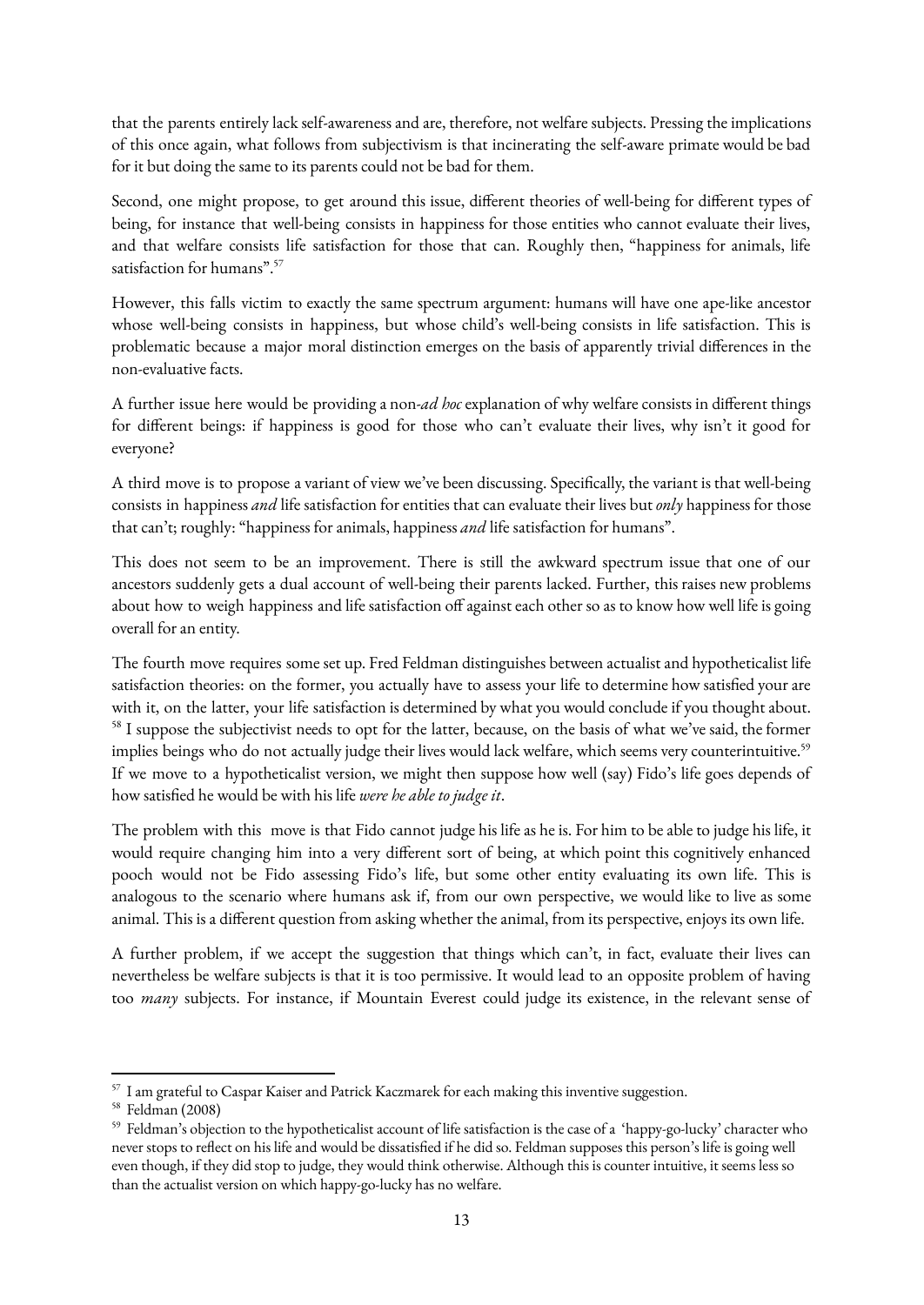that the parents entirely lack self-awareness and are, therefore, not welfare subjects. Pressing the implications of this once again, what follows from subjectivism is that incinerating the self-aware primate would be bad for it but doing the same to its parents could not be bad for them.

Second, one might propose, to get around this issue, different theories of well-being for different types of being, for instance that well-being consists in happiness for those entities who cannot evaluate their lives, and that welfare consists life satisfaction for those that can. Roughly then, "happiness for animals, life satisfaction for humans".[57]

However, this falls victim to exactly the same spectrum argument: humans will have one ape-like ancestor whose well-being consists in happiness, but whose child's well-being consists in life satisfaction. This is problematic because a major moral distinction emerges on the basis of apparently trivial differences in the non-evaluative facts.

A further issue here would be providing a non-*ad hoc* explanation of why welfare consists in different things for different beings: if happiness is good for those who can't evaluate their lives, why isn't it good for everyone?

A third move is to propose a variant of view we've been discussing. Specifically, the variant is that well-being consists in happiness *and* life satisfaction for entities that can evaluate their lives but *only* happiness for those that can't; roughly: "happiness for animals, happiness *and* life satisfaction for humans".

This does not seem to be an improvement. There is still the awkward spectrum issue that one of our ancestors suddenly gets a dual account of well-being their parents lacked. Further, this raises new problems about how to weigh happiness and life satisfaction off against each other so as to know how well life is going overall for an entity.

The fourth move requires some set up. Fred Feldman distinguishes between actualist and hypotheticalist life satisfaction theories: on the former, you actually have to assess your life to determine how satisfied your are with it, on the latter, your life satisfaction is determined by what you would conclude if you thought about.[58] I suppose the subjectivist needs to opt for the latter, because, on the basis of what we've said, the former implies beings who do not actually judge their lives would lack welfare, which seems very counterintuitive.[59] If we move to a hypotheticalist version, we might then suppose how well (say) Fido's life goes depends of how satisfied he would be with his life *were he able to judge it*.

The problem with this move is that Fido cannot judge his life as he is. For him to be able to judge his life, it would require changing him into a very different sort of being, at which point this cognitively enhanced pooch would not be Fido assessing Fido's life, but some other entity evaluating its own life. This is analogous to the scenario where humans ask if, from our own perspective, we would like to live as some animal. This is a different question from asking whether the animal, from its perspective, enjoys its own life.

A further problem, if we accept the suggestion that things which can't, in fact, evaluate their lives can nevertheless be welfare subjects is that it is too permissive. It would lead to an opposite problem of having too *many* subjects. For instance, if Mountain Everest could judge its existence, in the relevant sense of

---

[57] I am grateful to Caspar Kaiser and Patrick Kaczmarek for each making this inventive suggestion.

[58] Feldman (2008)

[59] Feldman's objection to the hypotheticalist account of life satisfaction is the case of a 'happy-go-lucky' character who never stops to reflect on his life and would be dissatisfied if he did so. Feldman supposes this person's life is going well even though, if they did stop to judge, they would think otherwise. Although this is counter intuitive, it seems less so than the actualist version on which happy-go-lucky has no welfare.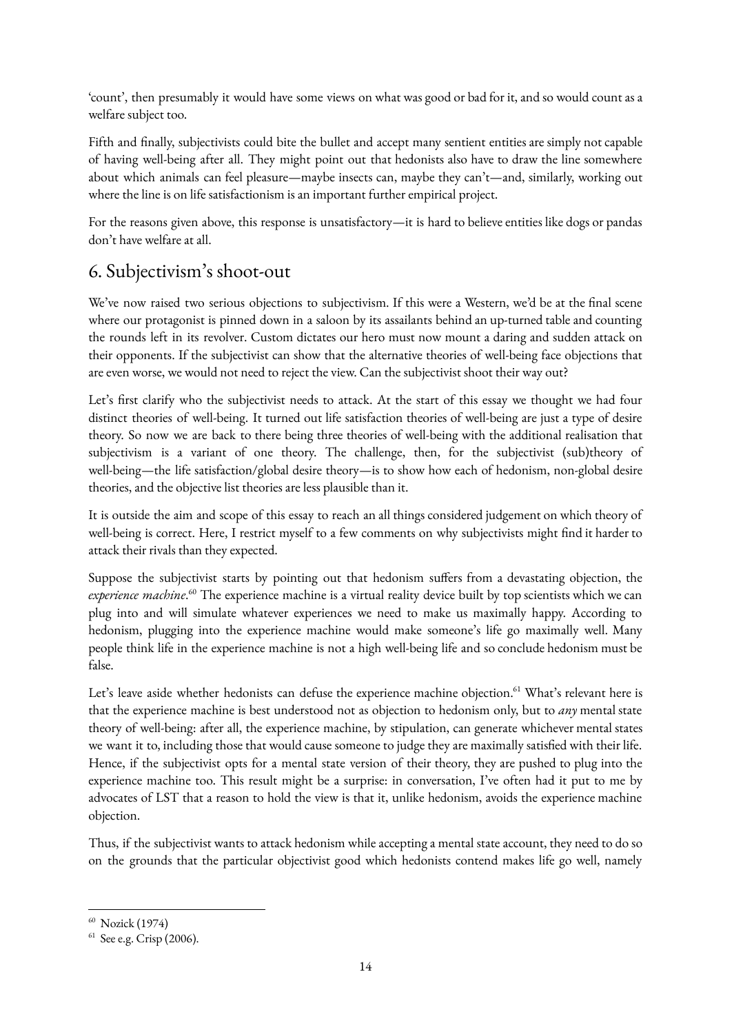'count', then presumably it would have some views on what was good or bad for it, and so would count as a welfare subject too.

Fifth and finally, subjectivists could bite the bullet and accept many sentient entities are simply not capable of having well-being after all. They might point out that hedonists also have to draw the line somewhere about which animals can feel pleasure—maybe insects can, maybe they can't—and, similarly, working out where the line is on life satisfactionism is an important further empirical project.

For the reasons given above, this response is unsatisfactory—it is hard to believe entities like dogs or pandas don't have welfare at all.

## 6. Subjectivism's shoot-out

We've now raised two serious objections to subjectivism. If this were a Western, we'd be at the final scene where our protagonist is pinned down in a saloon by its assailants behind an up-turned table and counting the rounds left in its revolver. Custom dictates our hero must now mount a daring and sudden attack on their opponents. If the subjectivist can show that the alternative theories of well-being face objections that are even worse, we would not need to reject the view. Can the subjectivist shoot their way out?

Let's first clarify who the subjectivist needs to attack. At the start of this essay we thought we had four distinct theories of well-being. It turned out life satisfaction theories of well-being are just a type of desire theory. So now we are back to there being three theories of well-being with the additional realisation that subjectivism is a variant of one theory. The challenge, then, for the subjectivist (sub)theory of well-being—the life satisfaction/global desire theory—is to show how each of hedonism, non-global desire theories, and the objective list theories are less plausible than it.

It is outside the aim and scope of this essay to reach an all things considered judgement on which theory of well-being is correct. Here, I restrict myself to a few comments on why subjectivists might find it harder to attack their rivals than they expected.

Suppose the subjectivist starts by pointing out that hedonism suffers from a devastating objection, the *experience machine*.[60] The experience machine is a virtual reality device built by top scientists which we can plug into and will simulate whatever experiences we need to make us maximally happy. According to hedonism, plugging into the experience machine would make someone's life go maximally well. Many people think life in the experience machine is not a high well-being life and so conclude hedonism must be false.

Let's leave aside whether hedonists can defuse the experience machine objection.[61] What's relevant here is that the experience machine is best understood not as objection to hedonism only, but to *any* mental state theory of well-being: after all, the experience machine, by stipulation, can generate whichever mental states we want it to, including those that would cause someone to judge they are maximally satisfied with their life. Hence, if the subjectivist opts for a mental state version of their theory, they are pushed to plug into the experience machine too. This result might be a surprise: in conversation, I've often had it put to me by advocates of LST that a reason to hold the view is that it, unlike hedonism, avoids the experience machine objection.

Thus, if the subjectivist wants to attack hedonism while accepting a mental state account, they need to do so on the grounds that the particular objectivist good which hedonists contend makes life go well, namely

[60] Nozick (1974)

[61] See e.g. Crisp (2006).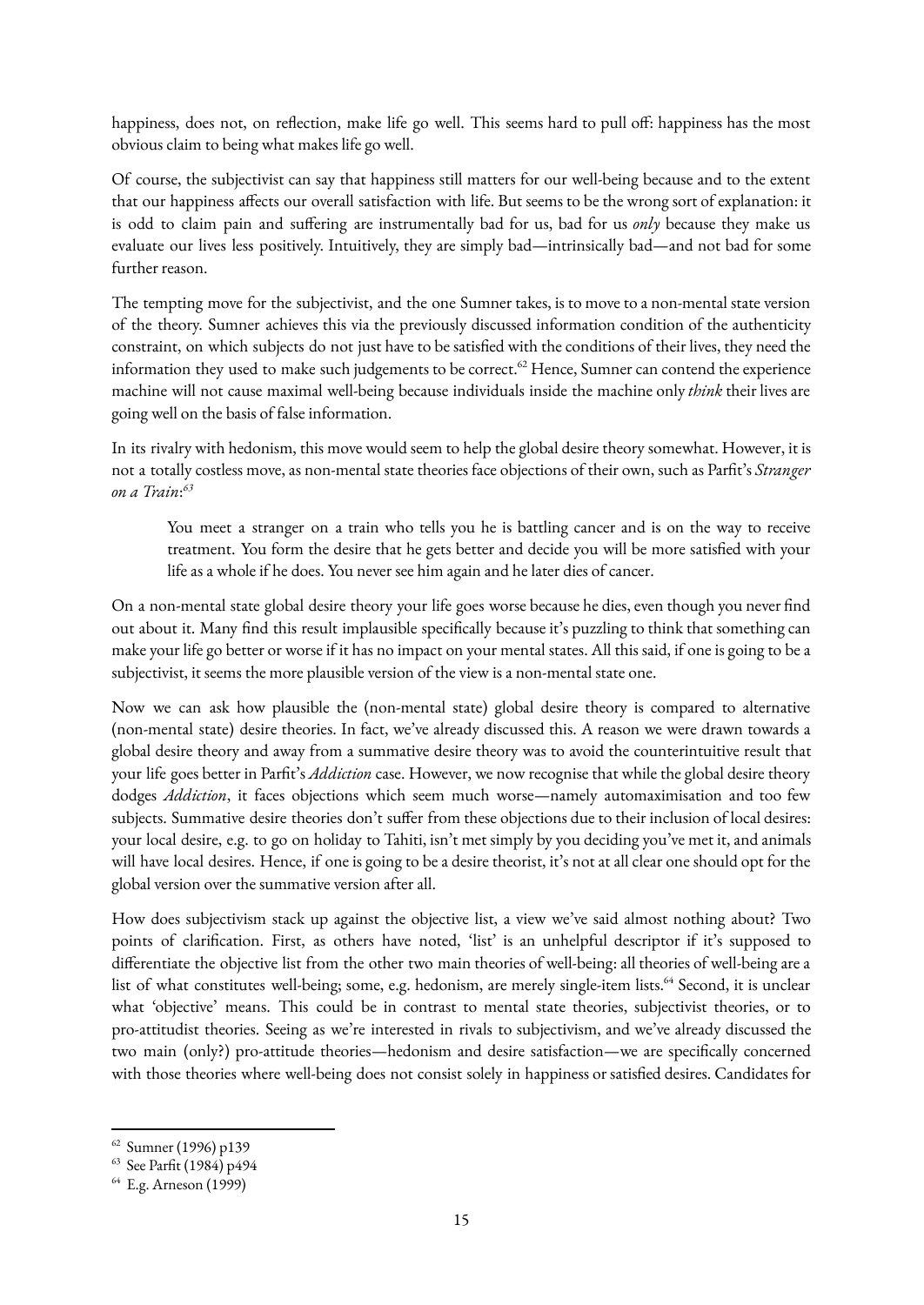happiness, does not, on reflection, make life go well. This seems hard to pull off: happiness has the most obvious claim to being what makes life go well.

Of course, the subjectivist can say that happiness still matters for our well-being because and to the extent that our happiness affects our overall satisfaction with life. But seems to be the wrong sort of explanation: it is odd to claim pain and suffering are instrumentally bad for us, bad for us *only* because they make us evaluate our lives less positively. Intuitively, they are simply bad—intrinsically bad—and not bad for some further reason.

The tempting move for the subjectivist, and the one Sumner takes, is to move to a non-mental state version of the theory. Sumner achieves this via the previously discussed information condition of the authenticity constraint, on which subjects do not just have to be satisfied with the conditions of their lives, they need the information they used to make such judgements to be correct.[62] Hence, Sumner can contend the experience machine will not cause maximal well-being because individuals inside the machine only *think* their lives are going well on the basis of false information.

In its rivalry with hedonism, this move would seem to help the global desire theory somewhat. However, it is not a totally costless move, as non-mental state theories face objections of their own, such as Parfit's *Stranger on a Train*:[63]

> You meet a stranger on a train who tells you he is battling cancer and is on the way to receive treatment. You form the desire that he gets better and decide you will be more satisfied with your life as a whole if he does. You never see him again and he later dies of cancer.

On a non-mental state global desire theory your life goes worse because he dies, even though you never find out about it. Many find this result implausible specifically because it's puzzling to think that something can make your life go better or worse if it has no impact on your mental states. All this said, if one is going to be a subjectivist, it seems the more plausible version of the view is a non-mental state one.

Now we can ask how plausible the (non-mental state) global desire theory is compared to alternative (non-mental state) desire theories. In fact, we've already discussed this. A reason we were drawn towards a global desire theory and away from a summative desire theory was to avoid the counterintuitive result that your life goes better in Parfit's *Addiction* case. However, we now recognise that while the global desire theory dodges *Addiction*, it faces objections which seem much worse—namely automaximisation and too few subjects. Summative desire theories don't suffer from these objections due to their inclusion of local desires: your local desire, e.g. to go on holiday to Tahiti, isn't met simply by you deciding you've met it, and animals will have local desires. Hence, if one is going to be a desire theorist, it's not at all clear one should opt for the global version over the summative version after all.

How does subjectivism stack up against the objective list, a view we've said almost nothing about? Two points of clarification. First, as others have noted, 'list' is an unhelpful descriptor if it's supposed to differentiate the objective list from the other two main theories of well-being: all theories of well-being are a list of what constitutes well-being; some, e.g. hedonism, are merely single-item lists.[64] Second, it is unclear what 'objective' means. This could be in contrast to mental state theories, subjectivist theories, or to pro-attitudist theories. Seeing as we're interested in rivals to subjectivism, and we've already discussed the two main (only?) pro-attitude theories—hedonism and desire satisfaction—we are specifically concerned with those theories where well-being does not consist solely in happiness or satisfied desires. Candidates for

---

[62] Sumner (1996) p139

[63] See Parfit (1984) p494

[64] E.g. Arneson (1999)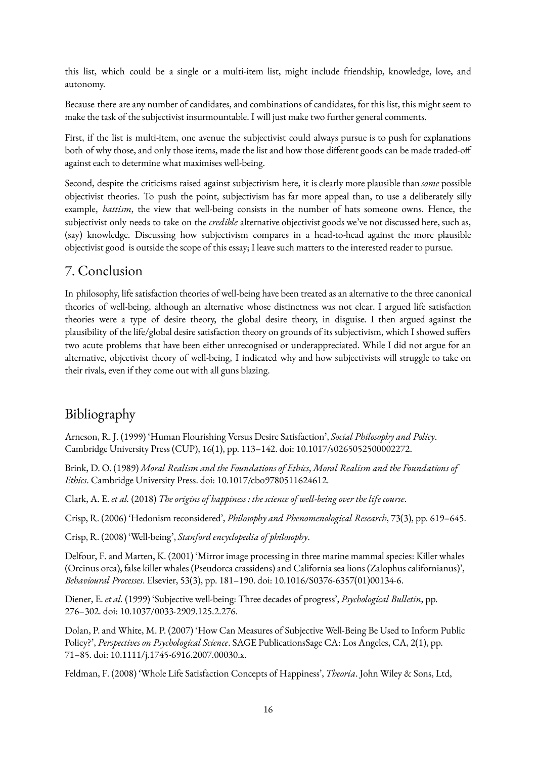this list, which could be a single or a multi-item list, might include friendship, knowledge, love, and autonomy.

Because there are any number of candidates, and combinations of candidates, for this list, this might seem to make the task of the subjectivist insurmountable. I will just make two further general comments.

First, if the list is multi-item, one avenue the subjectivist could always pursue is to push for explanations both of why those, and only those items, made the list and how those different goods can be made traded-off against each to determine what maximises well-being.

Second, despite the criticisms raised against subjectivism here, it is clearly more plausible than *some* possible objectivist theories. To push the point, subjectivism has far more appeal than, to use a deliberately silly example, *hattism*, the view that well-being consists in the number of hats someone owns. Hence, the subjectivist only needs to take on the *credible* alternative objectivist goods we've not discussed here, such as, (say) knowledge. Discussing how subjectivism compares in a head-to-head against the more plausible objectivist good is outside the scope of this essay; I leave such matters to the interested reader to pursue.

## 7. Conclusion

In philosophy, life satisfaction theories of well-being have been treated as an alternative to the three canonical theories of well-being, although an alternative whose distinctness was not clear. I argued life satisfaction theories were a type of desire theory, the global desire theory, in disguise. I then argued against the plausibility of the life/global desire satisfaction theory on grounds of its subjectivism, which I showed suffers two acute problems that have been either unrecognised or underappreciated. While I did not argue for an alternative, objectivist theory of well-being, I indicated why and how subjectivists will struggle to take on their rivals, even if they come out with all guns blazing.

## Bibliography

Arneson, R. J. (1999) 'Human Flourishing Versus Desire Satisfaction', *Social Philosophy and Policy*. Cambridge University Press (CUP), 16(1), pp. 113–142. doi: 10.1017/s0265052500002272.

Brink, D. O. (1989) *Moral Realism and the Foundations of Ethics*, *Moral Realism and the Foundations of Ethics*. Cambridge University Press. doi: 10.1017/cbo9780511624612.

Clark, A. E. *et al.* (2018) *The origins of happiness : the science of well-being over the life course*.

Crisp, R. (2006) 'Hedonism reconsidered', *Philosophy and Phenomenological Research*, 73(3), pp. 619–645.

Crisp, R. (2008) 'Well-being', *Stanford encyclopedia of philosophy*.

Delfour, F. and Marten, K. (2001) 'Mirror image processing in three marine mammal species: Killer whales (Orcinus orca), false killer whales (Pseudorca crassidens) and California sea lions (Zalophus californianus)', *Behavioural Processes*. Elsevier, 53(3), pp. 181–190. doi: 10.1016/S0376-6357(01)00134-6.

Diener, E. *et al.* (1999) 'Subjective well-being: Three decades of progress', *Psychological Bulletin*, pp. 276–302. doi: 10.1037/0033-2909.125.2.276.

Dolan, P. and White, M. P. (2007) 'How Can Measures of Subjective Well-Being Be Used to Inform Public Policy?', *Perspectives on Psychological Science*. SAGE PublicationsSage CA: Los Angeles, CA, 2(1), pp. 71–85. doi: 10.1111/j.1745-6916.2007.00030.x.

Feldman, F. (2008) 'Whole Life Satisfaction Concepts of Happiness', *Theoria*. John Wiley & Sons, Ltd,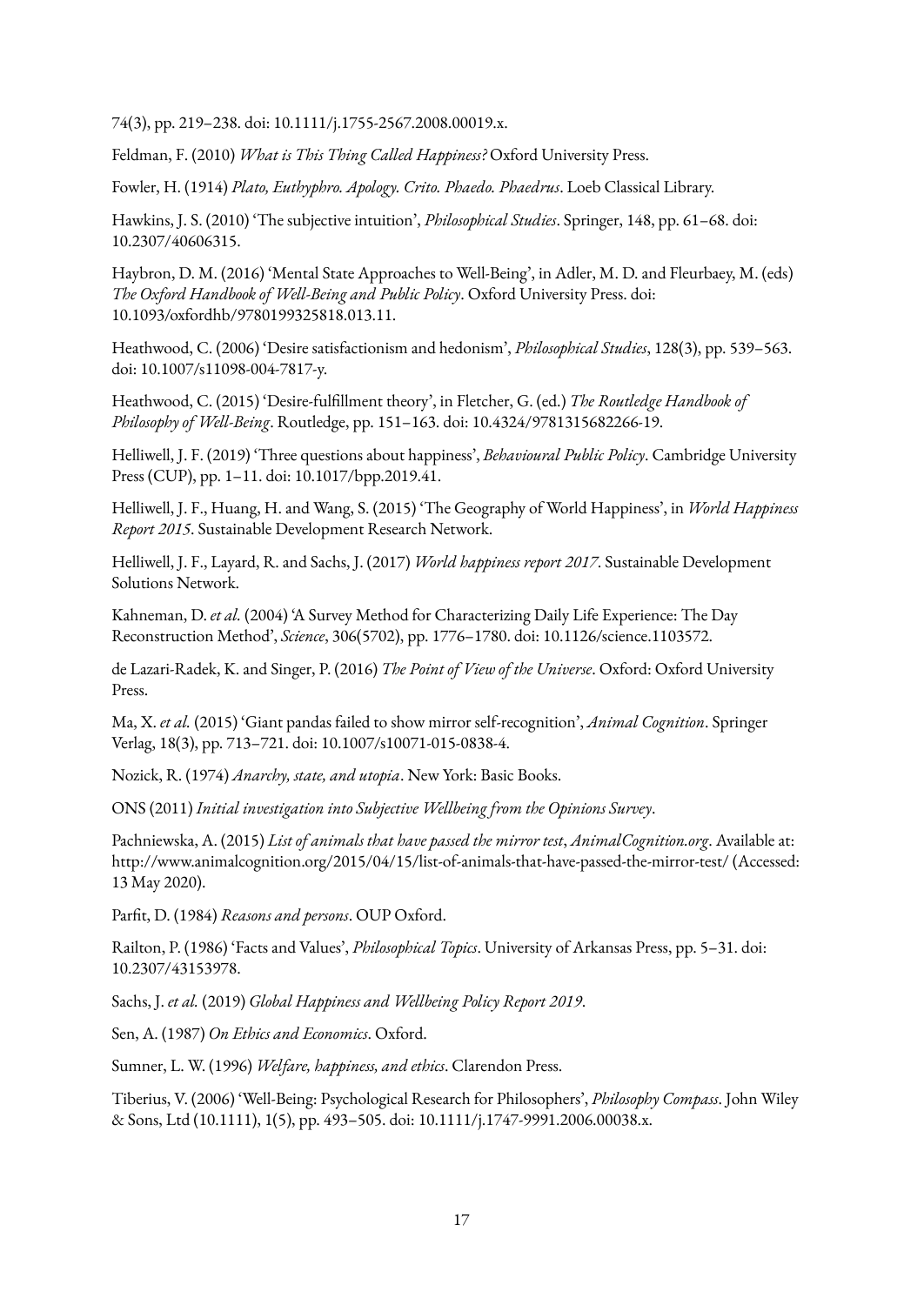74(3), pp. 219–238. doi: 10.1111/j.1755-2567.2008.00019.x.

Feldman, F. (2010) *What is This Thing Called Happiness?* Oxford University Press.

Fowler, H. (1914) *Plato, Euthyphro. Apology. Crito. Phaedo. Phaedrus*. Loeb Classical Library.

Hawkins, J. S. (2010) 'The subjective intuition', *Philosophical Studies*. Springer, 148, pp. 61–68. doi: 10.2307/40606315.

Haybron, D. M. (2016) 'Mental State Approaches to Well-Being', in Adler, M. D. and Fleurbaey, M. (eds) *The Oxford Handbook of Well-Being and Public Policy*. Oxford University Press. doi: 10.1093/oxfordhb/9780199325818.013.11.

Heathwood, C. (2006) 'Desire satisfactionism and hedonism', *Philosophical Studies*, 128(3), pp. 539–563. doi: 10.1007/s11098-004-7817-y.

Heathwood, C. (2015) 'Desire-fulfillment theory', in Fletcher, G. (ed.) *The Routledge Handbook of Philosophy of Well-Being*. Routledge, pp. 151–163. doi: 10.4324/9781315682266-19.

Helliwell, J. F. (2019) 'Three questions about happiness', *Behavioural Public Policy*. Cambridge University Press (CUP), pp. 1–11. doi: 10.1017/bpp.2019.41.

Helliwell, J. F., Huang, H. and Wang, S. (2015) 'The Geography of World Happiness', in *World Happiness Report 2015*. Sustainable Development Research Network.

Helliwell, J. F., Layard, R. and Sachs, J. (2017) *World happiness report 2017*. Sustainable Development Solutions Network.

Kahneman, D. *et al.* (2004) 'A Survey Method for Characterizing Daily Life Experience: The Day Reconstruction Method', *Science*, 306(5702), pp. 1776–1780. doi: 10.1126/science.1103572.

de Lazari-Radek, K. and Singer, P. (2016) *The Point of View of the Universe*. Oxford: Oxford University Press.

Ma, X. *et al.* (2015) 'Giant pandas failed to show mirror self-recognition', *Animal Cognition*. Springer Verlag, 18(3), pp. 713–721. doi: 10.1007/s10071-015-0838-4.

Nozick, R. (1974) *Anarchy, state, and utopia*. New York: Basic Books.

ONS (2011) *Initial investigation into Subjective Wellbeing from the Opinions Survey*.

Pachniewska, A. (2015) *List of animals that have passed the mirror test*, *AnimalCognition.org*. Available at: http://www.animalcognition.org/2015/04/15/list-of-animals-that-have-passed-the-mirror-test/ (Accessed: 13 May 2020).

Parfit, D. (1984) *Reasons and persons*. OUP Oxford.

Railton, P. (1986) 'Facts and Values', *Philosophical Topics*. University of Arkansas Press, pp. 5–31. doi: 10.2307/43153978.

Sachs, J. *et al.* (2019) *Global Happiness and Wellbeing Policy Report 2019*.

Sen, A. (1987) *On Ethics and Economics*. Oxford.

Sumner, L. W. (1996) *Welfare, happiness, and ethics*. Clarendon Press.

Tiberius, V. (2006) 'Well-Being: Psychological Research for Philosophers', *Philosophy Compass*. John Wiley & Sons, Ltd (10.1111), 1(5), pp. 493–505. doi: 10.1111/j.1747-9991.2006.00038.x.